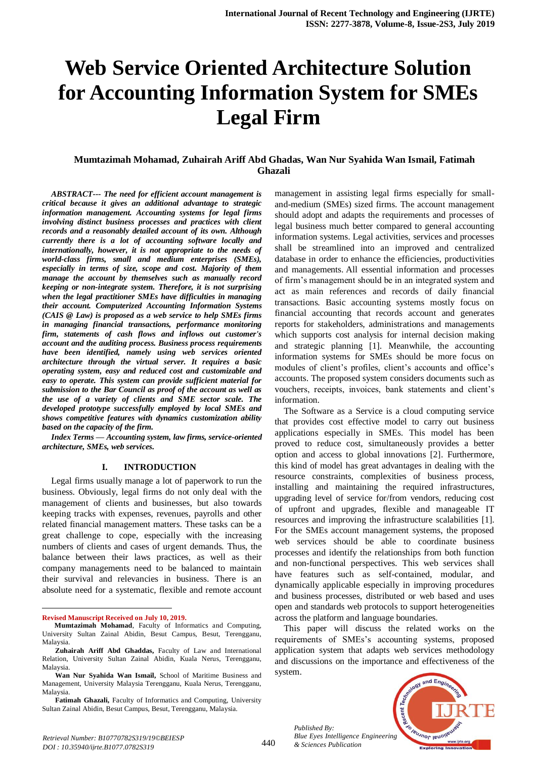# Web Service Oriented Architecture Solution for Accounting Information System for SMEs Legal Firm

**Mumtazimah Mohamad, Zuhairah Ariff Abd Ghadas, Wan Nur Syahida Wan Ismail, Fatimah Ghazali**

***ABSTRACT--- The need for efficient account management is critical because it gives an additional advantage to strategic information management. Accounting systems for legal firms involving distinct business processes and practices with client records and a reasonably detailed account of its own. Although currently there is a lot of accounting software locally and internationally, however, it is not appropriate to the needs of world-class firms, small and medium enterprises (SMEs), especially in terms of size, scope and cost. Majority of them manage the account by themselves such as manually record keeping or non-integrate system. Therefore, it is not surprising when the legal practitioner SMEs have difficulties in managing their account. Computerized Accounting Information Systems (CAIS @ Law) is proposed as a web service to help SMEs firms in managing financial transactions, performance monitoring firm, statements of cash flows and inflows out customer's account and the auditing process. Business process requirements have been identified, namely using web services oriented architecture through the virtual server. It requires a basic operating system, easy and reduced cost and customizable and easy to operate. This system can provide sufficient material for submission to the Bar Council as proof of the account as well as the use of a variety of clients and SME sector scale. The developed prototype successfully employed by local SMEs and shows competitive features with dynamics customization ability based on the capacity of the firm.***

***Index Terms — Accounting system, law firms, service-oriented architecture, SMEs, web services.***

## I. INTRODUCTION

Legal firms usually manage a lot of paperwork to run the business. Obviously, legal firms do not only deal with the management of clients and businesses, but also towards keeping tracks with expenses, revenues, payrolls and other related financial management matters. These tasks can be a great challenge to cope, especially with the increasing numbers of clients and cases of urgent demands. Thus, the balance between their laws practices, as well as their company managements need to be balanced to maintain their survival and relevancies in business. There is an absolute need for a systematic, flexible and remote account management in assisting legal firms especially for small-and-medium (SMEs) sized firms. The account management should adopt and adapts the requirements and processes of legal business much better compared to general accounting information systems. Legal activities, services and processes shall be streamlined into an improved and centralized database in order to enhance the efficiencies, productivities and managements. All essential information and processes of firm's management should be in an integrated system and act as main references and records of daily financial transactions. Basic accounting systems mostly focus on financial accounting that records account and generates reports for stakeholders, administrations and managements which supports cost analysis for internal decision making and strategic planning [1]. Meanwhile, the accounting information systems for SMEs should be more focus on modules of client's profiles, client's accounts and office's accounts. The proposed system considers documents such as vouchers, receipts, invoices, bank statements and client's information.

The Software as a Service is a cloud computing service that provides cost effective model to carry out business applications especially in SMEs. This model has been proved to reduce cost, simultaneously provides a better option and access to global innovations [2]. Furthermore, this kind of model has great advantages in dealing with the resource constraints, complexities of business process, installing and maintaining the required infrastructures, upgrading level of service for/from vendors, reducing cost of upfront and upgrades, flexible and manageable IT resources and improving the infrastructure scalabilities [1]. For the SMEs account management systems, the proposed web services should be able to coordinate business processes and identify the relationships from both function and non-functional perspectives. This web services shall have features such as self-contained, modular, and dynamically applicable especially in improving procedures and business processes, distributed or web based and uses open and standards web protocols to support heterogeneities across the platform and language boundaries.

This paper will discuss the related works on the requirements of SMEs's accounting systems, proposed application system that adapts web services methodology and discussions on the importance and effectiveness of the system.

---

**Revised Manuscript Received on July 10, 2019.**

**Mumtazimah Mohamad**, Faculty of Informatics and Computing, University Sultan Zainal Abidin, Besut Campus, Besut, Terengganu, Malaysia.

**Zuhairah Ariff Abd Ghaddas,** Faculty of Law and International Relation, University Sultan Zainal Abidin, Kuala Nerus, Terengganu, Malaysia.

**Wan Nur Syahida Wan Ismail,** School of Maritime Business and Management, University Malaysia Terengganu, Kuala Nerus, Terengganu, Malaysia.

**Fatimah Ghazali,** Faculty of Informatics and Computing, University Sultan Zainal Abidin, Besut Campus, Besut, Terengganu, Malaysia.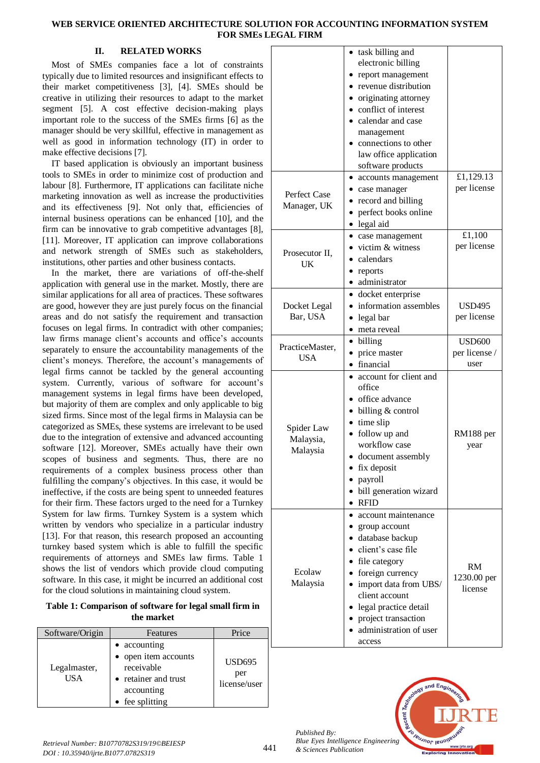## II. RELATED WORKS

Most of SMEs companies face a lot of constraints typically due to limited resources and insignificant effects to their market competitiveness [3], [4]. SMEs should be creative in utilizing their resources to adapt to the market segment [5]. A cost effective decision-making plays important role to the success of the SMEs firms [6] as the manager should be very skillful, effective in management as well as good in information technology (IT) in order to make effective decisions [7].

IT based application is obviously an important business tools to SMEs in order to minimize cost of production and labour [8]. Furthermore, IT applications can facilitate niche marketing innovation as well as increase the productivities and its effectiveness [9]. Not only that, efficiencies of internal business operations can be enhanced [10], and the firm can be innovative to grab competitive advantages [8], [11]. Moreover, IT application can improve collaborations and network strength of SMEs such as stakeholders, institutions, other parties and other business contacts.

In the market, there are variations of off-the-shelf application with general use in the market. Mostly, there are similar applications for all area of practices. These softwares are good, however they are just purely focus on the financial areas and do not satisfy the requirement and transaction focuses on legal firms. In contradict with other companies; law firms manage client's accounts and office's accounts separately to ensure the accountability managements of the client's moneys. Therefore, the account's managements of legal firms cannot be tackled by the general accounting system. Currently, various of software for account's management systems in legal firms have been developed, but majority of them are complex and only applicable to big sized firms. Since most of the legal firms in Malaysia can be categorized as SMEs, these systems are irrelevant to be used due to the integration of extensive and advanced accounting software [12]. Moreover, SMEs actually have their own scopes of business and segments. Thus, there are no requirements of a complex business process other than fulfilling the company's objectives. In this case, it would be ineffective, if the costs are being spent to unneeded features for their firm. These factors urged to the need for a Turnkey System for law firms. Turnkey System is a system which written by vendors who specialize in a particular industry [13]. For that reason, this research proposed an accounting turnkey based system which is able to fulfill the specific requirements of attorneys and SMEs law firms. Table 1 shows the list of vendors which provide cloud computing software. In this case, it might be incurred an additional cost for the cloud solutions in maintaining cloud system.

**Table 1: Comparison of software for legal small firm in the market**

| Software/Origin | Features | Price |
|---|---|---|
| Legalmaster, USA | • accounting<br>• open item accounts receivable<br>• retainer and trust accounting<br>• fee splitting<br>• task billing and electronic billing<br>• report management<br>• revenue distribution<br>• originating attorney<br>• conflict of interest<br>• calendar and case management<br>• connections to other law office application software products | USD695 per license/user |
| Perfect Case Manager, UK | • accounts management<br>• case manager<br>• record and billing<br>• perfect books online<br>• legal aid | £1,129.13 per license |
| Prosecutor II, UK | • case management<br>• victim & witness<br>• calendars<br>• reports<br>• administrator | £1,100 per license |
| Docket Legal Bar, USA | • docket enterprise<br>• information assembles<br>• legal bar<br>• meta reveal | USD495 per license |
| PracticeMaster, USA | • billing<br>• price master<br>• financial | USD600 per license / user |
| Spider Law Malaysia, Malaysia | • account for client and office<br>• office advance<br>• billing & control<br>• time slip<br>• follow up and workflow case<br>• document assembly<br>• fix deposit<br>• payroll<br>• bill generation wizard<br>• RFID | RM188 per year |
| Ecolaw Malaysia | • account maintenance<br>• group account<br>• database backup<br>• client's case file<br>• file category<br>• foreign currency<br>• import data from UBS/ client account<br>• legal practice detail<br>• project transaction<br>• administration of user access | RM 1230.00 per license |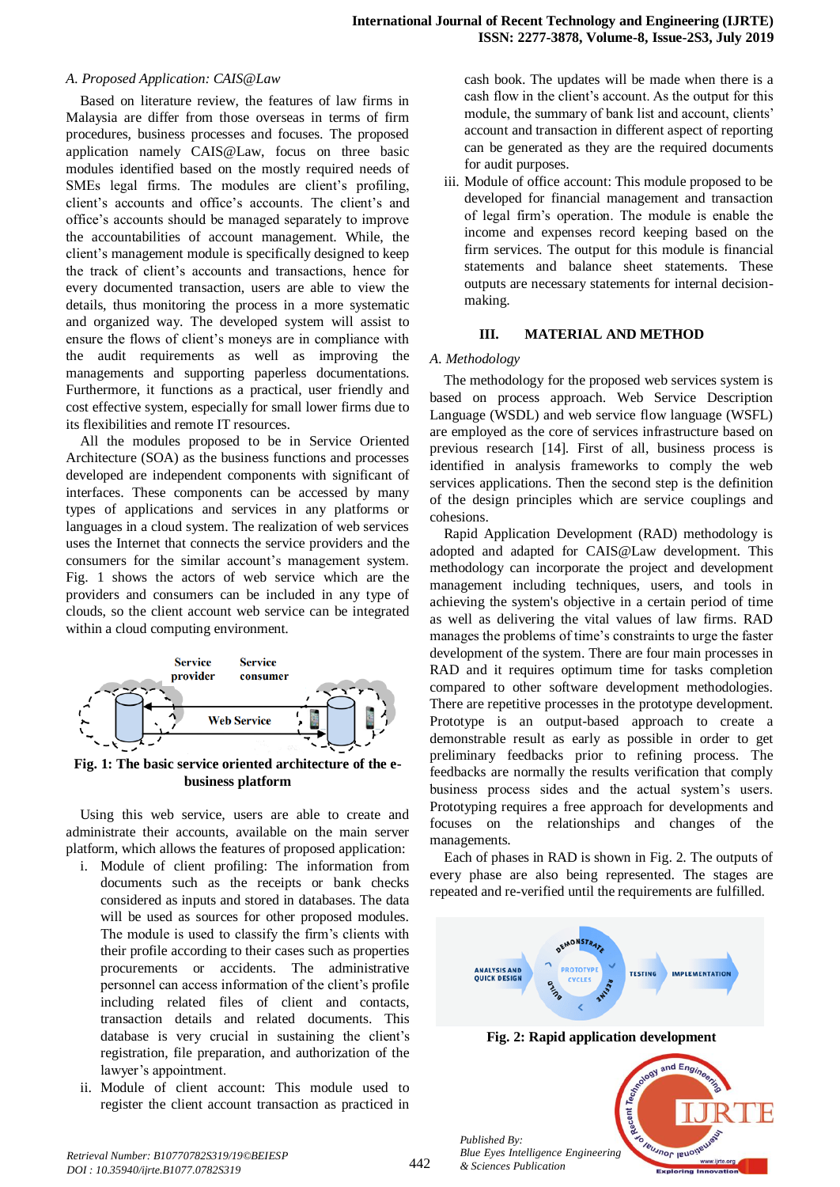### A. Proposed Application: CAIS@Law

Based on literature review, the features of law firms in Malaysia are differ from those overseas in terms of firm procedures, business processes and focuses. The proposed application namely CAIS@Law, focus on three basic modules identified based on the mostly required needs of SMEs legal firms. The modules are client's profiling, client's accounts and office's accounts. The client's and office's accounts should be managed separately to improve the accountabilities of account management. While, the client's management module is specifically designed to keep the track of client's accounts and transactions, hence for every documented transaction, users are able to view the details, thus monitoring the process in a more systematic and organized way. The developed system will assist to ensure the flows of client's moneys are in compliance with the audit requirements as well as improving the managements and supporting paperless documentations. Furthermore, it functions as a practical, user friendly and cost effective system, especially for small lower firms due to its flexibilities and remote IT resources.

All the modules proposed to be in Service Oriented Architecture (SOA) as the business functions and processes developed are independent components with significant of interfaces. These components can be accessed by many types of applications and services in any platforms or languages in a cloud system. The realization of web services uses the Internet that connects the service providers and the consumers for the similar account's management system. Fig. 1 shows the actors of web service which are the providers and consumers can be included in any type of clouds, so the client account web service can be integrated within a cloud computing environment.

**Fig. 1: The basic service oriented architecture of the e-business platform**

Using this web service, users are able to create and administrate their accounts, available on the main server platform, which allows the features of proposed application:

i. Module of client profiling: The information from documents such as the receipts or bank checks considered as inputs and stored in databases. The data will be used as sources for other proposed modules. The module is used to classify the firm's clients with their profile according to their cases such as properties procurements or accidents. The administrative personnel can access information of the client's profile including related files of client and contacts, transaction details and related documents. This database is very crucial in sustaining the client's registration, file preparation, and authorization of the lawyer's appointment.

ii. Module of client account: This module used to register the client account transaction as practiced in cash book. The updates will be made when there is a cash flow in the client's account. As the output for this module, the summary of bank list and account, clients' account and transaction in different aspect of reporting can be generated as they are the required documents for audit purposes.

iii. Module of office account: This module proposed to be developed for financial management and transaction of legal firm's operation. The module is enable the income and expenses record keeping based on the firm services. The output for this module is financial statements and balance sheet statements. These outputs are necessary statements for internal decision-making.

## III. MATERIAL AND METHOD

### A. Methodology

The methodology for the proposed web services system is based on process approach. Web Service Description Language (WSDL) and web service flow language (WSFL) are employed as the core of services infrastructure based on previous research [14]. First of all, business process is identified in analysis frameworks to comply the web services applications. Then the second step is the definition of the design principles which are service couplings and cohesions.

Rapid Application Development (RAD) methodology is adopted and adapted for CAIS@Law development. This methodology can incorporate the project and development management including techniques, users, and tools in achieving the system's objective in a certain period of time as well as delivering the vital values of law firms. RAD manages the problems of time's constraints to urge the faster development of the system. There are four main processes in RAD and it requires optimum time for tasks completion compared to other software development methodologies. There are repetitive processes in the prototype development. Prototype is an output-based approach to create a demonstrable result as early as possible in order to get preliminary feedbacks prior to refining process. The feedbacks are normally the results verification that comply business process sides and the actual system's users. Prototyping requires a free approach for developments and focuses on the relationships and changes of the managements.

Each of phases in RAD is shown in Fig. 2. The outputs of every phase are also being represented. The stages are repeated and re-verified until the requirements are fulfilled.

**Fig. 2: Rapid application development**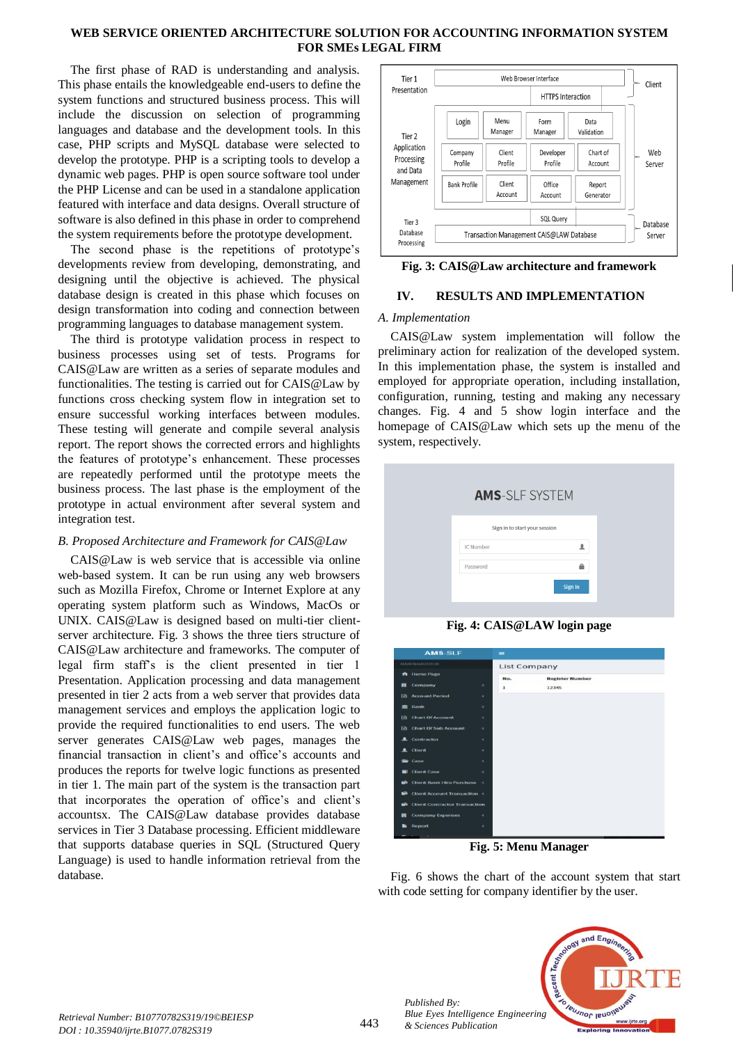The first phase of RAD is understanding and analysis. This phase entails the knowledgeable end-users to define the system functions and structured business process. This will include the discussion on selection of programming languages and database and the development tools. In this case, PHP scripts and MySQL database were selected to develop the prototype. PHP is a scripting tools to develop a dynamic web pages. PHP is open source software tool under the PHP License and can be used in a standalone application featured with interface and data designs. Overall structure of software is also defined in this phase in order to comprehend the system requirements before the prototype development.

The second phase is the repetitions of prototype's developments review from developing, demonstrating, and designing until the objective is achieved. The physical database design is created in this phase which focuses on design transformation into coding and connection between programming languages to database management system.

The third is prototype validation process in respect to business processes using set of tests. Programs for CAIS@Law are written as a series of separate modules and functionalities. The testing is carried out for CAIS@Law by functions cross checking system flow in integration set to ensure successful working interfaces between modules. These testing will generate and compile several analysis report. The report shows the corrected errors and highlights the features of prototype's enhancement. These processes are repeatedly performed until the prototype meets the business process. The last phase is the employment of the prototype in actual environment after several system and integration test.

*B. Proposed Architecture and Framework for CAIS@Law*

CAIS@Law is web service that is accessible via online web-based system. It can be run using any web browsers such as Mozilla Firefox, Chrome or Internet Explore at any operating system platform such as Windows, MacOs or UNIX. CAIS@Law is designed based on multi-tier client-server architecture. Fig. 3 shows the three tiers structure of CAIS@Law architecture and frameworks. The computer of legal firm staff's is the client presented in tier 1 Presentation. Application processing and data management presented in tier 2 acts from a web server that provides data management services and employs the application logic to provide the required functionalities to end users. The web server generates CAIS@Law web pages, manages the financial transaction in client's and office's accounts and produces the reports for twelve logic functions as presented in tier 1. The main part of the system is the transaction part that incorporates the operation of office's and client's accountsx. The CAIS@Law database provides database services in Tier 3 Database processing. Efficient middleware that supports database queries in SQL (Structured Query Language) is used to handle information retrieval from the database.

| Tier | Components | Server |
|---|---|---|
| Tier 1 Presentation | Web Browser Interface; HTTPS Interaction | Client |
| Tier 2 Application Processing and Data Management | Login; Menu Manager; Form Manager; Data Validation; Company Profile; Client Profile; Developer Profile; Chart of Account; Bank Profile; Client Account; Office Account; Report Generator | Web Server |
| Tier 3 Database Processing | SQL Query; Transaction Management CAIS@LAW Database | Database Server |

**Fig. 3: CAIS@Law architecture and framework**

## IV. RESULTS AND IMPLEMENTATION

*A. Implementation*

CAIS@Law system implementation will follow the preliminary action for realization of the developed system. In this implementation phase, the system is installed and employed for appropriate operation, including installation, configuration, running, testing and making any necessary changes. Fig. 4 and 5 show login interface and the homepage of CAIS@Law which sets up the menu of the system, respectively.

**Fig. 4: CAIS@LAW login page**

**Fig. 5: Menu Manager**

Fig. 6 shows the chart of the account system that start with code setting for company identifier by the user.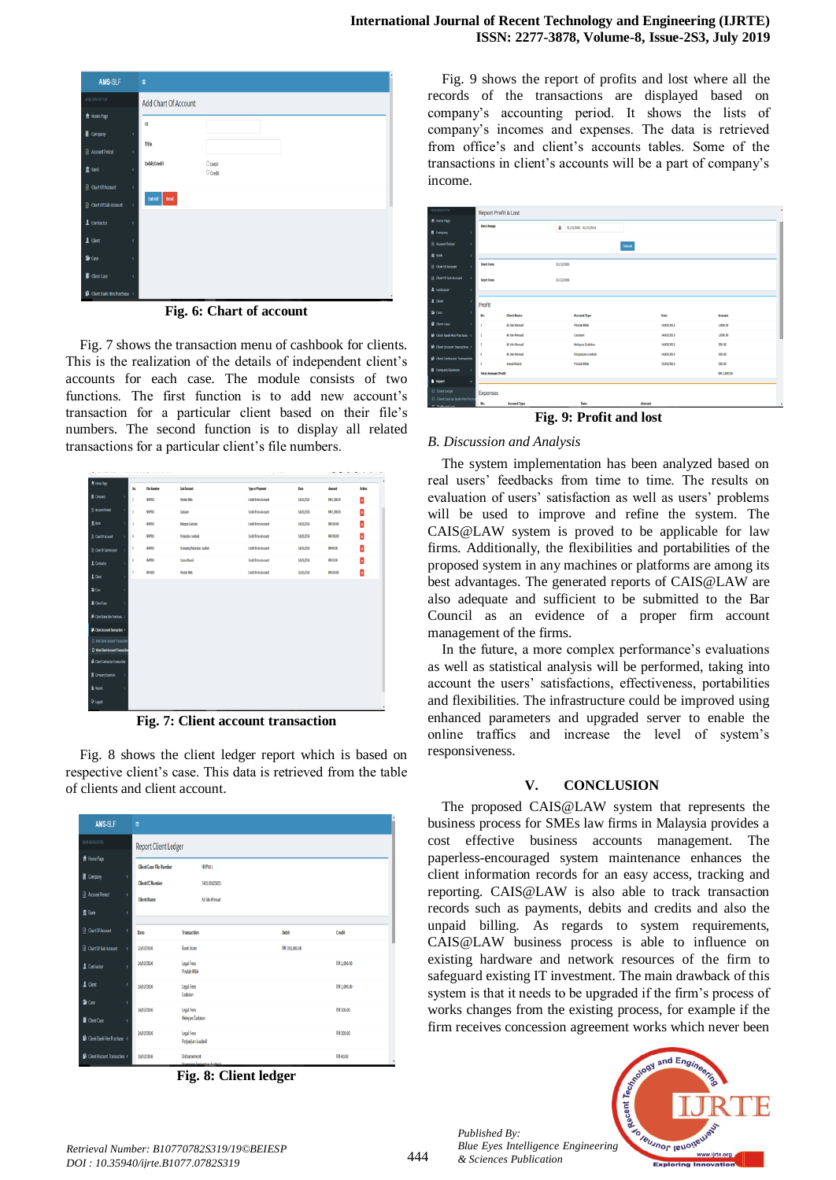Fig. 6: Chart of account

Fig. 7 shows the transaction menu of cashbook for clients. This is the realization of the details of independent client's accounts for each case. The module consists of two functions. The first function is to add new account's transaction for a particular client based on their file's numbers. The second function is to display all related transactions for a particular client's file numbers.

Fig. 7: Client account transaction

Fig. 8 shows the client ledger report which is based on respective client's case. This data is retrieved from the table of clients and client account.

Fig. 8: Client ledger

Fig. 9 shows the report of profits and lost where all the records of the transactions are displayed based on company's accounting period. It shows the lists of company's incomes and expenses. The data is retrieved from office's and client's accounts tables. Some of the transactions in client's accounts will be a part of company's income.

Fig. 9: Profit and lost

### *B. Discussion and Analysis*

The system implementation has been analyzed based on real users' feedbacks from time to time. The results on evaluation of users' satisfaction as well as users' problems will be used to improve and refine the system. The CAIS@LAW system is proved to be applicable for law firms. Additionally, the flexibilities and portabilities of the proposed system in any machines or platforms are among its best advantages. The generated reports of CAIS@LAW are also adequate and sufficient to be submitted to the Bar Council as an evidence of a proper firm account management of the firms.

In the future, a more complex performance's evaluations as well as statistical analysis will be performed, taking into account the users' satisfactions, effectiveness, portabilities and flexibilities. The infrastructure could be improved using enhanced parameters and upgraded server to enable the online traffics and increase the level of system's responsiveness.

## V. CONCLUSION

The proposed CAIS@LAW system that represents the business process for SMEs law firms in Malaysia provides a cost effective business accounts management. The paperless-encouraged system maintenance enhances the client information records for an easy access, tracking and reporting. CAIS@LAW is also able to track transaction records such as payments, debits and credits and also the unpaid billing. As regards to system requirements, CAIS@LAW business process is able to influence on existing hardware and network resources of the firm to safeguard existing IT investment. The main drawback of this system is that it needs to be upgraded if the firm's process of works changes from the existing process, for example if the firm receives concession agreement works which never been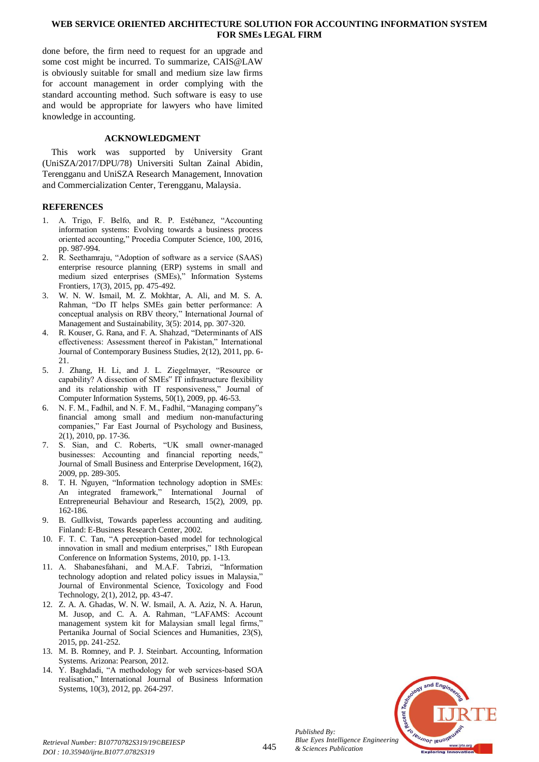done before, the firm need to request for an upgrade and some cost might be incurred. To summarize, CAIS@LAW is obviously suitable for small and medium size law firms for account management in order complying with the standard accounting method. Such software is easy to use and would be appropriate for lawyers who have limited knowledge in accounting.

## ACKNOWLEDGMENT

This work was supported by University Grant (UniSZA/2017/DPU/78) Universiti Sultan Zainal Abidin, Terengganu and UniSZA Research Management, Innovation and Commercialization Center, Terengganu, Malaysia.

## REFERENCES

1. A. Trigo, F. Belfo, and R. P. Estébanez, "Accounting information systems: Evolving towards a business process oriented accounting," Procedia Computer Science, 100, 2016, pp. 987-994.
2. R. Seethamraju, "Adoption of software as a service (SAAS) enterprise resource planning (ERP) systems in small and medium sized enterprises (SMEs)," Information Systems Frontiers, 17(3), 2015, pp. 475-492.
3. W. N. W. Ismail, M. Z. Mokhtar, A. Ali, and M. S. A. Rahman, "Do IT helps SMEs gain better performance: A conceptual analysis on RBV theory," International Journal of Management and Sustainability, 3(5): 2014, pp. 307-320.
4. R. Kouser, G. Rana, and F. A. Shahzad, "Determinants of AIS effectiveness: Assessment thereof in Pakistan," International Journal of Contemporary Business Studies, 2(12), 2011, pp. 6-21.
5. J. Zhang, H. Li, and J. L. Ziegelmayer, "Resource or capability? A dissection of SMEs" IT infrastructure flexibility and its relationship with IT responsiveness," Journal of Computer Information Systems, 50(1), 2009, pp. 46-53.
6. N. F. M., Fadhil, and N. F. M., Fadhil, "Managing company"s financial among small and medium non-manufacturing companies," Far East Journal of Psychology and Business, 2(1), 2010, pp. 17-36.
7. S. Sian, and C. Roberts, "UK small owner-managed businesses: Accounting and financial reporting needs," Journal of Small Business and Enterprise Development, 16(2), 2009, pp. 289-305.
8. T. H. Nguyen, "Information technology adoption in SMEs: An integrated framework," International Journal of Entrepreneurial Behaviour and Research, 15(2), 2009, pp. 162-186.
9. B. Gullkvist, Towards paperless accounting and auditing. Finland: E-Business Research Center, 2002.
10. F. T. C. Tan, "A perception-based model for technological innovation in small and medium enterprises," 18th European Conference on Information Systems, 2010, pp. 1-13.
11. A. Shabanesfahani, and M.A.F. Tabrizi, "Information technology adoption and related policy issues in Malaysia," Journal of Environmental Science, Toxicology and Food Technology, 2(1), 2012, pp. 43-47.
12. Z. A. A. Ghadas, W. N. W. Ismail, A. A. Aziz, N. A. Harun, M. Jusop, and C. A. A. Rahman, "LAFAMS: Account management system kit for Malaysian small legal firms," Pertanika Journal of Social Sciences and Humanities, 23(S), 2015, pp. 241-252.
13. M. B. Romney, and P. J. Steinbart. Accounting, Information Systems. Arizona: Pearson, 2012.
14. Y. Baghdadi, "A methodology for web services-based SOA realisation," International Journal of Business Information Systems, 10(3), 2012, pp. 264-297.